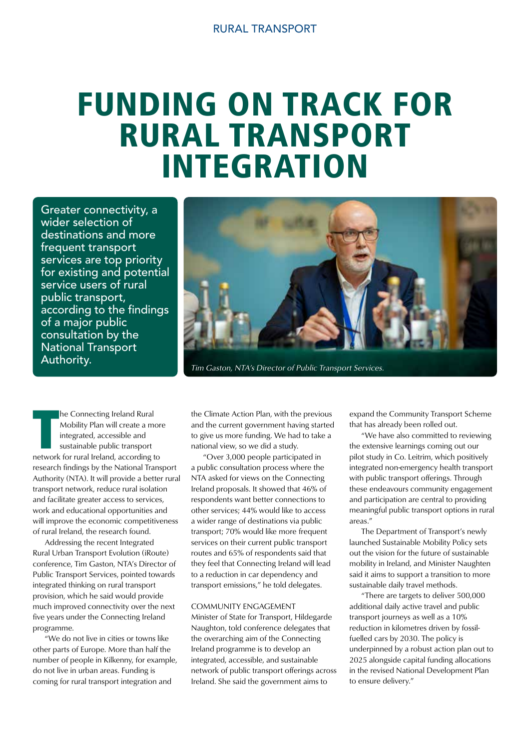# FUNDING ON TRACK FOR RURAL TRANSPORT INTEGRATION

Greater connectivity, a wider selection of destinations and more frequent transport services are top priority for existing and potential service users of rural public transport, according to the findings of a major public consultation by the National Transport Authority.

*Tim Gaston, NTA's Director of Public Transport Services.*

The Connecting Ireland Rural Mobility Plan will create a more integrated, accessible and sustainable public transport network for rural Ireland, according to research findings by the National Transport Authority (NTA). It will provide a better rural transport network, reduce rural isolation and facilitate greater access to services, work and educational opportunities and will improve the economic competitiveness of rural Ireland, the research found.

Addressing the recent Integrated Rural Urban Transport Evolution (iRoute) conference, Tim Gaston, NTA's Director of Public Transport Services, pointed towards integrated thinking on rural transport provision, which he said would provide much improved connectivity over the next five years under the Connecting Ireland programme.

"We do not live in cities or towns like other parts of Europe. More than half the number of people in Kilkenny, for example, do not live in urban areas. Funding is coming for rural transport integration and the Climate Action Plan, with the previous and the current government having started to give us more funding. We had to take a national view, so we did a study.

"Over 3,000 people participated in a public consultation process where the NTA asked for views on the Connecting Ireland proposals. It showed that 46% of respondents want better connections to other services; 44% would like to access a wider range of destinations via public transport; 70% would like more frequent services on their current public transport routes and 65% of respondents said that they feel that Connecting Ireland will lead to a reduction in car dependency and transport emissions," he told delegates.

## COMMUNITY ENGAGEMENT

Minister of State for Transport, Hildegarde Naughton, told conference delegates that the overarching aim of the Connecting Ireland programme is to develop an integrated, accessible, and sustainable network of public transport offerings across Ireland. She said the government aims to expand the Community Transport Scheme that has already been rolled out.

"We have also committed to reviewing the extensive learnings coming out our pilot study in Co. Leitrim, which positively integrated non-emergency health transport with public transport offerings. Through these endeavours community engagement and participation are central to providing meaningful public transport options in rural areas."

The Department of Transport's newly launched Sustainable Mobility Policy sets out the vision for the future of sustainable mobility in Ireland, and Minister Naughten said it aims to support a transition to more sustainable daily travel methods.

"There are targets to deliver 500,000 additional daily active travel and public transport journeys as well as a 10% reduction in kilometres driven by fossil-fuelled cars by 2030. The policy is underpinned by a robust action plan out to 2025 alongside capital funding allocations in the revised National Development Plan to ensure delivery."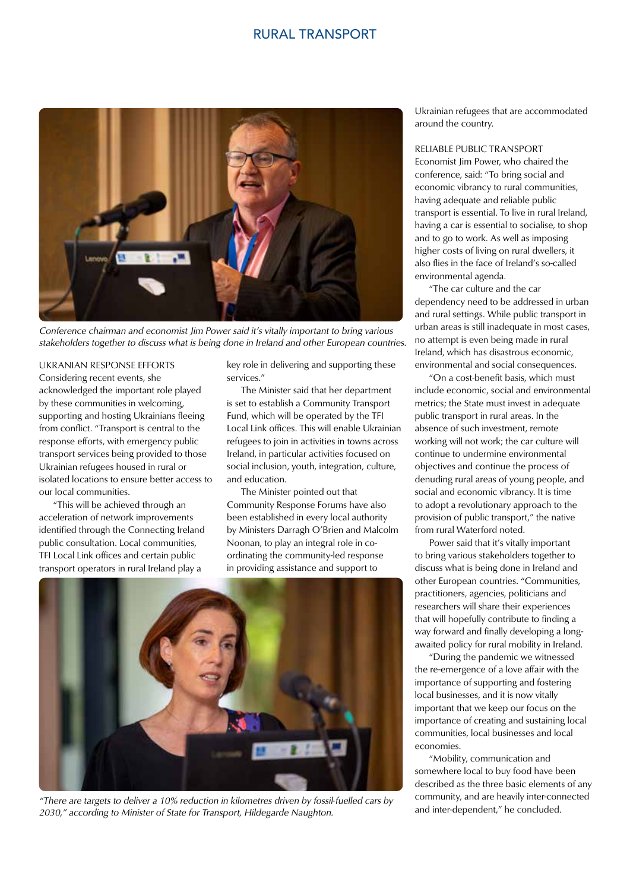Conference chairman and economist Jim Power said it's vitally important to bring various stakeholders together to discuss what is being done in Ireland and other European countries.

## UKRANIAN RESPONSE EFFORTS

Considering recent events, she acknowledged the important role played by these communities in welcoming, supporting and hosting Ukrainians fleeing from conflict. "Transport is central to the response efforts, with emergency public transport services being provided to those Ukrainian refugees housed in rural or isolated locations to ensure better access to our local communities.

"This will be achieved through an acceleration of network improvements identified through the Connecting Ireland public consultation. Local communities, TFI Local Link offices and certain public transport operators in rural Ireland play a key role in delivering and supporting these services."

The Minister said that her department is set to establish a Community Transport Fund, which will be operated by the TFI Local Link offices. This will enable Ukrainian refugees to join in activities in towns across Ireland, in particular activities focused on social inclusion, youth, integration, culture, and education.

The Minister pointed out that Community Response Forums have also been established in every local authority by Ministers Darragh O'Brien and Malcolm Noonan, to play an integral role in co-ordinating the community-led response in providing assistance and support to Ukrainian refugees that are accommodated around the country.

"There are targets to deliver a 10% reduction in kilometres driven by fossil-fuelled cars by 2030," according to Minister of State for Transport, Hildegarde Naughton.

## RELIABLE PUBLIC TRANSPORT

Economist Jim Power, who chaired the conference, said: "To bring social and economic vibrancy to rural communities, having adequate and reliable public transport is essential. To live in rural Ireland, having a car is essential to socialise, to shop and to go to work. As well as imposing higher costs of living on rural dwellers, it also flies in the face of Ireland's so-called environmental agenda.

"The car culture and the car dependency need to be addressed in urban and rural settings. While public transport in urban areas is still inadequate in most cases, no attempt is even being made in rural Ireland, which has disastrous economic, environmental and social consequences.

"On a cost-benefit basis, which must include economic, social and environmental metrics; the State must invest in adequate public transport in rural areas. In the absence of such investment, remote working will not work; the car culture will continue to undermine environmental objectives and continue the process of denuding rural areas of young people, and social and economic vibrancy. It is time to adopt a revolutionary approach to the provision of public transport," the native from rural Waterford noted.

Power said that it's vitally important to bring various stakeholders together to discuss what is being done in Ireland and other European countries. "Communities, practitioners, agencies, politicians and researchers will share their experiences that will hopefully contribute to finding a way forward and finally developing a long-awaited policy for rural mobility in Ireland.

"During the pandemic we witnessed the re-emergence of a love affair with the importance of supporting and fostering local businesses, and it is now vitally important that we keep our focus on the importance of creating and sustaining local communities, local businesses and local economies.

"Mobility, communication and somewhere local to buy food have been described as the three basic elements of any community, and are heavily inter-connected and inter-dependent," he concluded.